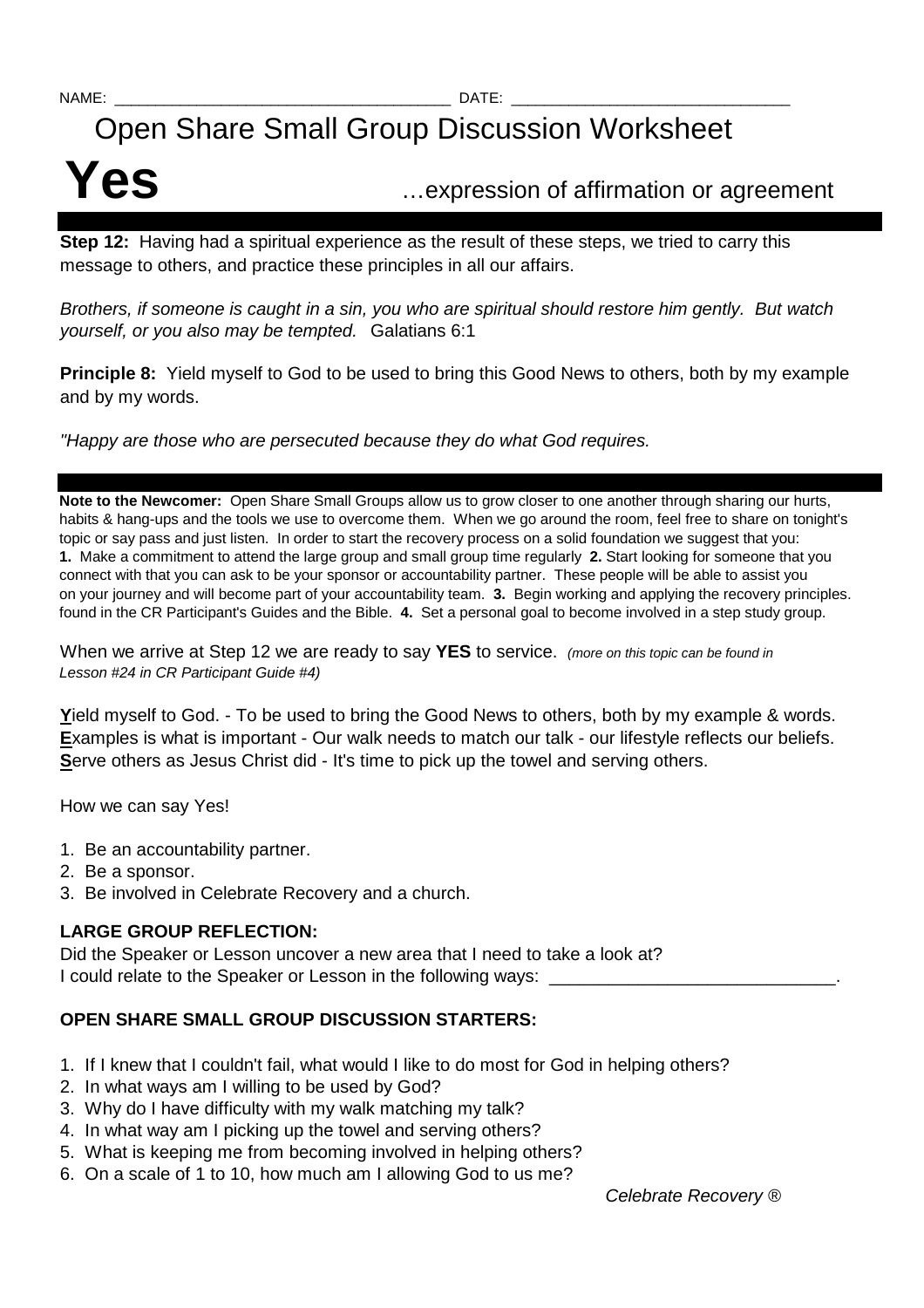NAME: ______________________________________ DATE: ________________________________

# Open Share Small Group Discussion Worksheet

# Yes

…expression of affirmation or agreement

---

**Step 12:** Having had a spiritual experience as the result of these steps, we tried to carry this message to others, and practice these principles in all our affairs.

*Brothers, if someone is caught in a sin, you who are spiritual should restore him gently. But watch yourself, or you also may be tempted.* Galatians 6:1

**Principle 8:** Yield myself to God to be used to bring this Good News to others, both by my example and by my words.

*"Happy are those who are persecuted because they do what God requires.*

---

**Note to the Newcomer:** Open Share Small Groups allow us to grow closer to one another through sharing our hurts, habits & hang-ups and the tools we use to overcome them. When we go around the room, feel free to share on tonight's topic or say pass and just listen. In order to start the recovery process on a solid foundation we suggest that you: **1.** Make a commitment to attend the large group and small group time regularly **2.** Start looking for someone that you connect with that you can ask to be your sponsor or accountability partner. These people will be able to assist you on your journey and will become part of your accountability team. **3.** Begin working and applying the recovery principles. found in the CR Participant's Guides and the Bible. **4.** Set a personal goal to become involved in a step study group.

When we arrive at Step 12 we are ready to say **YES** to service. *(more on this topic can be found in Lesson #24 in CR Participant Guide #4)*

**Y**ield myself to God. - To be used to bring the Good News to others, both by my example & words.
**E**xamples is what is important - Our walk needs to match our talk - our lifestyle reflects our beliefs.
**S**erve others as Jesus Christ did - It's time to pick up the towel and serving others.

How we can say Yes!

1. Be an accountability partner.
2. Be a sponsor.
3. Be involved in Celebrate Recovery and a church.

**LARGE GROUP REFLECTION:**

Did the Speaker or Lesson uncover a new area that I need to take a look at?
I could relate to the Speaker or Lesson in the following ways: ____________________________.

**OPEN SHARE SMALL GROUP DISCUSSION STARTERS:**

1. If I knew that I couldn't fail, what would I like to do most for God in helping others?
2. In what ways am I willing to be used by God?
3. Why do I have difficulty with my walk matching my talk?
4. In what way am I picking up the towel and serving others?
5. What is keeping me from becoming involved in helping others?
6. On a scale of 1 to 10, how much am I allowing God to us me?

*Celebrate Recovery ®*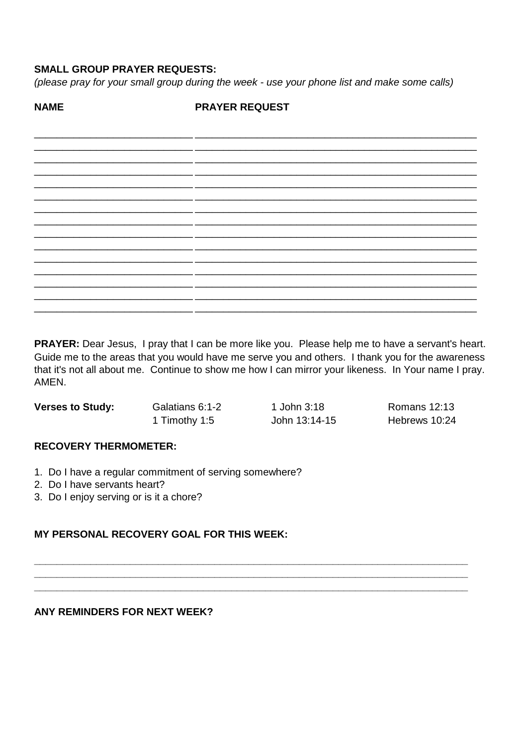**SMALL GROUP PRAYER REQUESTS:**
*(please pray for your small group during the week - use your phone list and make some calls)*

| NAME | PRAYER REQUEST |
|---|---|
| | |
| | |
| | |
| | |
| | |
| | |
| | |
| | |
| | |
| | |
| | |
| | |
| | |
| | |
| | |

**PRAYER:** Dear Jesus, I pray that I can be more like you. Please help me to have a servant's heart. Guide me to the areas that you would have me serve you and others. I thank you for the awareness that it's not all about me. Continue to show me how I can mirror your likeness. In Your name I pray. AMEN.

| | | | |
|---|---|---|---|
| **Verses to Study:** | Galatians 6:1-2 | 1 John 3:18 | Romans 12:13 |
| | 1 Timothy 1:5 | John 13:14-15 | Hebrews 10:24 |

**RECOVERY THERMOMETER:**

1. Do I have a regular commitment of serving somewhere?
2. Do I have servants heart?
3. Do I enjoy serving or is it a chore?

**MY PERSONAL RECOVERY GOAL FOR THIS WEEK:**

______________________________________________________________________________
______________________________________________________________________________
______________________________________________________________________________

**ANY REMINDERS FOR NEXT WEEK?**